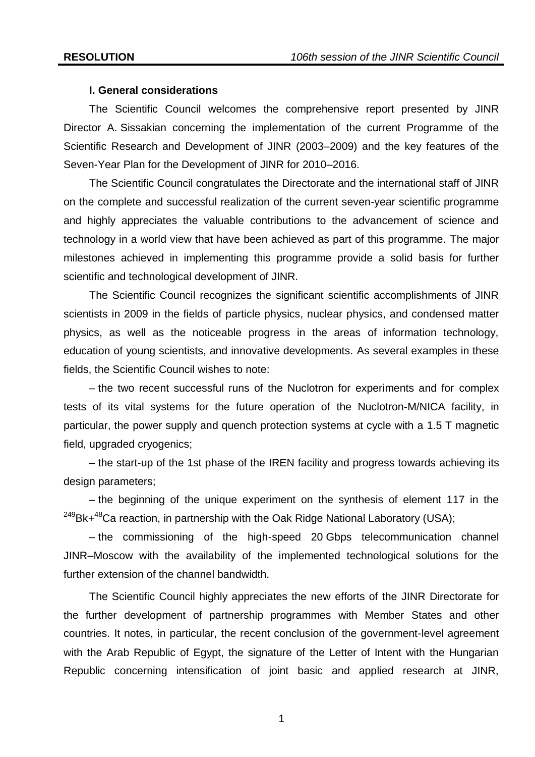### I. General considerations

The Scientific Council welcomes the comprehensive report presented by JINR Director A. Sissakian concerning the implementation of the current Programme of the Scientific Research and Development of JINR (2003–2009) and the key features of the Seven-Year Plan for the Development of JINR for 2010–2016.

The Scientific Council congratulates the Directorate and the international staff of JINR on the complete and successful realization of the current seven-year scientific programme and highly appreciates the valuable contributions to the advancement of science and technology in a world view that have been achieved as part of this programme. The major milestones achieved in implementing this programme provide a solid basis for further scientific and technological development of JINR.

The Scientific Council recognizes the significant scientific accomplishments of JINR scientists in 2009 in the fields of particle physics, nuclear physics, and condensed matter physics, as well as the noticeable progress in the areas of information technology, education of young scientists, and innovative developments. As several examples in these fields, the Scientific Council wishes to note:

– the two recent successful runs of the Nuclotron for experiments and for complex tests of its vital systems for the future operation of the Nuclotron-M/NICA facility, in particular, the power supply and quench protection systems at cycle with a 1.5 T magnetic field, upgraded cryogenics;

– the start-up of the 1st phase of the IREN facility and progress towards achieving its design parameters;

– the beginning of the unique experiment on the synthesis of element 117 in the $^{249}Bk+^{48}Ca$ reaction, in partnership with the Oak Ridge National Laboratory (USA);

– the commissioning of the high-speed 20 Gbps telecommunication channel JINR–Moscow with the availability of the implemented technological solutions for the further extension of the channel bandwidth.

The Scientific Council highly appreciates the new efforts of the JINR Directorate for the further development of partnership programmes with Member States and other countries. It notes, in particular, the recent conclusion of the government-level agreement with the Arab Republic of Egypt, the signature of the Letter of Intent with the Hungarian Republic concerning intensification of joint basic and applied research at JINR,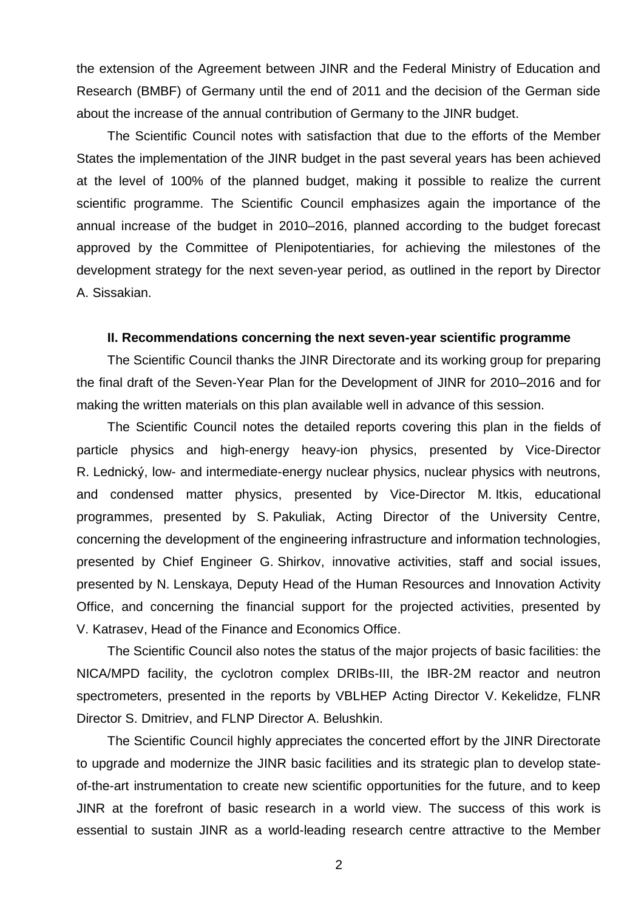the extension of the Agreement between JINR and the Federal Ministry of Education and Research (BMBF) of Germany until the end of 2011 and the decision of the German side about the increase of the annual contribution of Germany to the JINR budget.

The Scientific Council notes with satisfaction that due to the efforts of the Member States the implementation of the JINR budget in the past several years has been achieved at the level of 100% of the planned budget, making it possible to realize the current scientific programme. The Scientific Council emphasizes again the importance of the annual increase of the budget in 2010–2016, planned according to the budget forecast approved by the Committee of Plenipotentiaries, for achieving the milestones of the development strategy for the next seven-year period, as outlined in the report by Director A. Sissakian.

**II. Recommendations concerning the next seven-year scientific programme**

The Scientific Council thanks the JINR Directorate and its working group for preparing the final draft of the Seven-Year Plan for the Development of JINR for 2010–2016 and for making the written materials on this plan available well in advance of this session.

The Scientific Council notes the detailed reports covering this plan in the fields of particle physics and high-energy heavy-ion physics, presented by Vice-Director R. Lednický, low- and intermediate-energy nuclear physics, nuclear physics with neutrons, and condensed matter physics, presented by Vice-Director M. Itkis, educational programmes, presented by S. Pakuliak, Acting Director of the University Centre, concerning the development of the engineering infrastructure and information technologies, presented by Chief Engineer G. Shirkov, innovative activities, staff and social issues, presented by N. Lenskaya, Deputy Head of the Human Resources and Innovation Activity Office, and concerning the financial support for the projected activities, presented by V. Katrasev, Head of the Finance and Economics Office.

The Scientific Council also notes the status of the major projects of basic facilities: the NICA/MPD facility, the cyclotron complex DRIBs-III, the IBR-2M reactor and neutron spectrometers, presented in the reports by VBLHEP Acting Director V. Kekelidze, FLNR Director S. Dmitriev, and FLNP Director A. Belushkin.

The Scientific Council highly appreciates the concerted effort by the JINR Directorate to upgrade and modernize the JINR basic facilities and its strategic plan to develop state-of-the-art instrumentation to create new scientific opportunities for the future, and to keep JINR at the forefront of basic research in a world view. The success of this work is essential to sustain JINR as a world-leading research centre attractive to the Member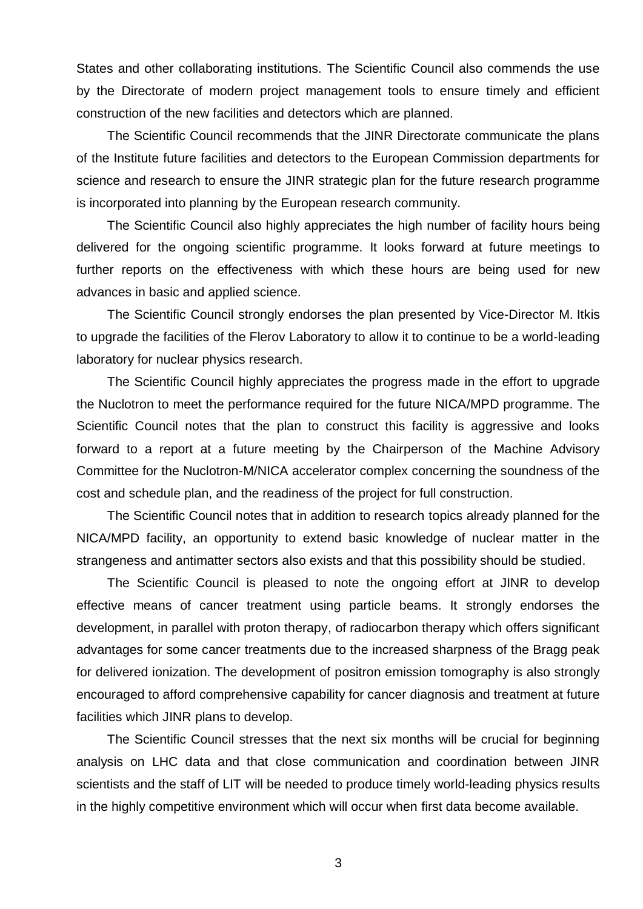States and other collaborating institutions. The Scientific Council also commends the use by the Directorate of modern project management tools to ensure timely and efficient construction of the new facilities and detectors which are planned.

The Scientific Council recommends that the JINR Directorate communicate the plans of the Institute future facilities and detectors to the European Commission departments for science and research to ensure the JINR strategic plan for the future research programme is incorporated into planning by the European research community.

The Scientific Council also highly appreciates the high number of facility hours being delivered for the ongoing scientific programme. It looks forward at future meetings to further reports on the effectiveness with which these hours are being used for new advances in basic and applied science.

The Scientific Council strongly endorses the plan presented by Vice-Director M. Itkis to upgrade the facilities of the Flerov Laboratory to allow it to continue to be a world-leading laboratory for nuclear physics research.

The Scientific Council highly appreciates the progress made in the effort to upgrade the Nuclotron to meet the performance required for the future NICA/MPD programme. The Scientific Council notes that the plan to construct this facility is aggressive and looks forward to a report at a future meeting by the Chairperson of the Machine Advisory Committee for the Nuclotron-M/NICA accelerator complex concerning the soundness of the cost and schedule plan, and the readiness of the project for full construction.

The Scientific Council notes that in addition to research topics already planned for the NICA/MPD facility, an opportunity to extend basic knowledge of nuclear matter in the strangeness and antimatter sectors also exists and that this possibility should be studied.

The Scientific Council is pleased to note the ongoing effort at JINR to develop effective means of cancer treatment using particle beams. It strongly endorses the development, in parallel with proton therapy, of radiocarbon therapy which offers significant advantages for some cancer treatments due to the increased sharpness of the Bragg peak for delivered ionization. The development of positron emission tomography is also strongly encouraged to afford comprehensive capability for cancer diagnosis and treatment at future facilities which JINR plans to develop.

The Scientific Council stresses that the next six months will be crucial for beginning analysis on LHC data and that close communication and coordination between JINR scientists and the staff of LIT will be needed to produce timely world-leading physics results in the highly competitive environment which will occur when first data become available.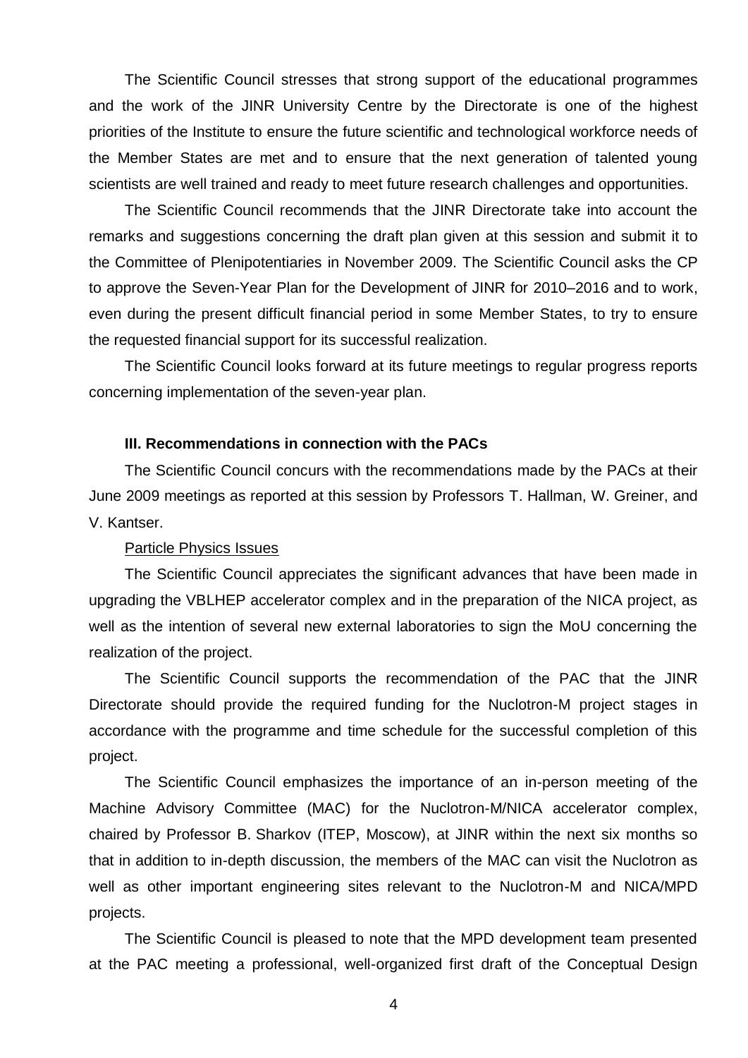The Scientific Council stresses that strong support of the educational programmes and the work of the JINR University Centre by the Directorate is one of the highest priorities of the Institute to ensure the future scientific and technological workforce needs of the Member States are met and to ensure that the next generation of talented young scientists are well trained and ready to meet future research challenges and opportunities.

The Scientific Council recommends that the JINR Directorate take into account the remarks and suggestions concerning the draft plan given at this session and submit it to the Committee of Plenipotentiaries in November 2009. The Scientific Council asks the CP to approve the Seven-Year Plan for the Development of JINR for 2010–2016 and to work, even during the present difficult financial period in some Member States, to try to ensure the requested financial support for its successful realization.

The Scientific Council looks forward at its future meetings to regular progress reports concerning implementation of the seven-year plan.

### III. Recommendations in connection with the PACs

The Scientific Council concurs with the recommendations made by the PACs at their June 2009 meetings as reported at this session by Professors T. Hallman, W. Greiner, and V. Kantser.

Particle Physics Issues

The Scientific Council appreciates the significant advances that have been made in upgrading the VBLHEP accelerator complex and in the preparation of the NICA project, as well as the intention of several new external laboratories to sign the MoU concerning the realization of the project.

The Scientific Council supports the recommendation of the PAC that the JINR Directorate should provide the required funding for the Nuclotron-M project stages in accordance with the programme and time schedule for the successful completion of this project.

The Scientific Council emphasizes the importance of an in-person meeting of the Machine Advisory Committee (MAC) for the Nuclotron-M/NICA accelerator complex, chaired by Professor B. Sharkov (ITEP, Moscow), at JINR within the next six months so that in addition to in-depth discussion, the members of the MAC can visit the Nuclotron as well as other important engineering sites relevant to the Nuclotron-M and NICA/MPD projects.

The Scientific Council is pleased to note that the MPD development team presented at the PAC meeting a professional, well-organized first draft of the Conceptual Design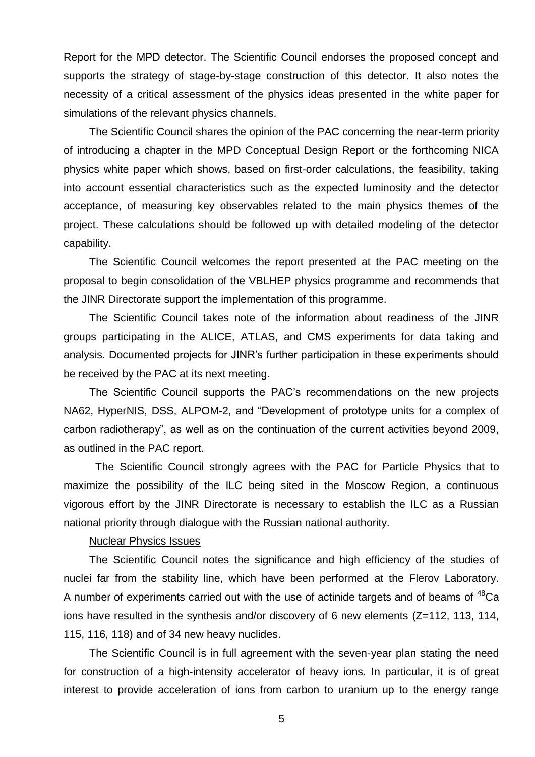Report for the MPD detector. The Scientific Council endorses the proposed concept and supports the strategy of stage-by-stage construction of this detector. It also notes the necessity of a critical assessment of the physics ideas presented in the white paper for simulations of the relevant physics channels.

The Scientific Council shares the opinion of the PAC concerning the near-term priority of introducing a chapter in the MPD Conceptual Design Report or the forthcoming NICA physics white paper which shows, based on first-order calculations, the feasibility, taking into account essential characteristics such as the expected luminosity and the detector acceptance, of measuring key observables related to the main physics themes of the project. These calculations should be followed up with detailed modeling of the detector capability.

The Scientific Council welcomes the report presented at the PAC meeting on the proposal to begin consolidation of the VBLHEP physics programme and recommends that the JINR Directorate support the implementation of this programme.

The Scientific Council takes note of the information about readiness of the JINR groups participating in the ALICE, ATLAS, and CMS experiments for data taking and analysis. Documented projects for JINR's further participation in these experiments should be received by the PAC at its next meeting.

The Scientific Council supports the PAC's recommendations on the new projects NA62, HyperNIS, DSS, ALPOM-2, and "Development of prototype units for a complex of carbon radiotherapy", as well as on the continuation of the current activities beyond 2009, as outlined in the PAC report.

The Scientific Council strongly agrees with the PAC for Particle Physics that to maximize the possibility of the ILC being sited in the Moscow Region, a continuous vigorous effort by the JINR Directorate is necessary to establish the ILC as a Russian national priority through dialogue with the Russian national authority.

Nuclear Physics Issues

The Scientific Council notes the significance and high efficiency of the studies of nuclei far from the stability line, which have been performed at the Flerov Laboratory. A number of experiments carried out with the use of actinide targets and of beams of $^{48}$Ca ions have resulted in the synthesis and/or discovery of 6 new elements (Z=112, 113, 114, 115, 116, 118) and of 34 new heavy nuclides.

The Scientific Council is in full agreement with the seven-year plan stating the need for construction of a high-intensity accelerator of heavy ions. In particular, it is of great interest to provide acceleration of ions from carbon to uranium up to the energy range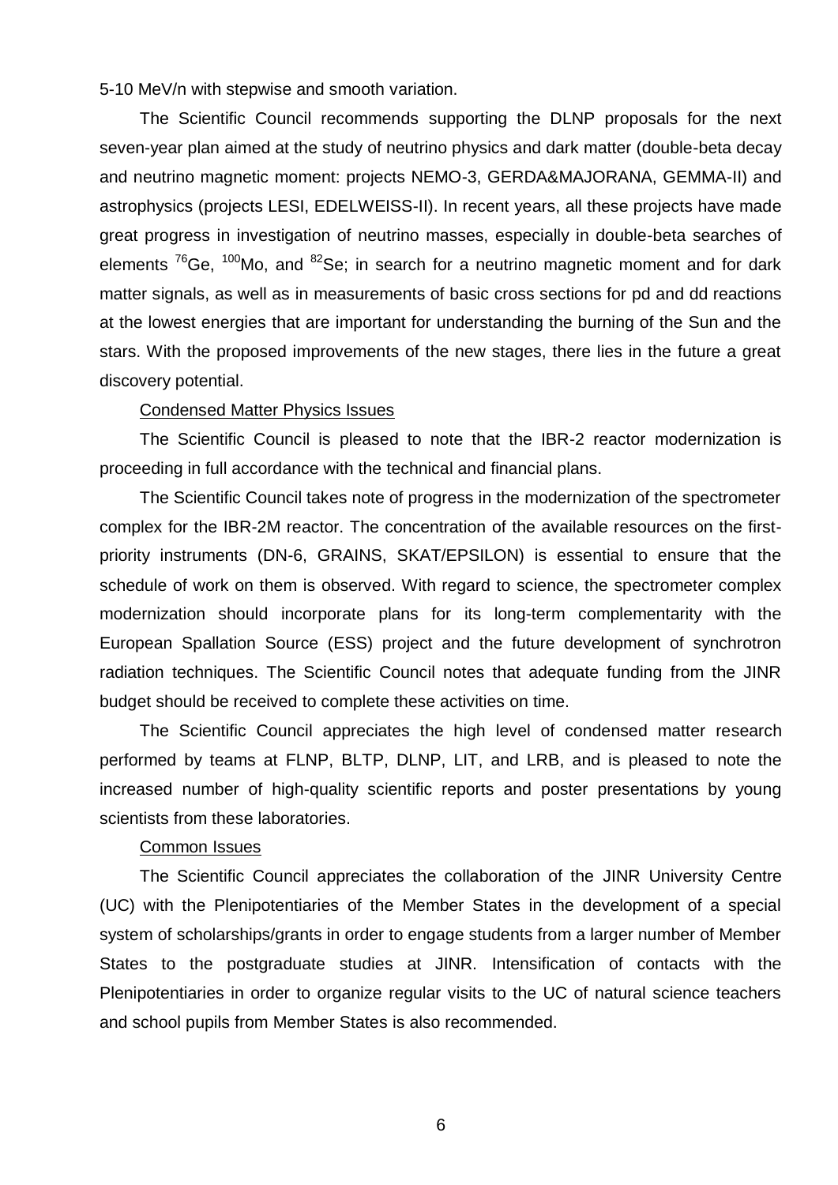5-10 MeV/n with stepwise and smooth variation.

The Scientific Council recommends supporting the DLNP proposals for the next seven-year plan aimed at the study of neutrino physics and dark matter (double-beta decay and neutrino magnetic moment: projects NEMO-3, GERDA&MAJORANA, GEMMA-II) and astrophysics (projects LESI, EDELWEISS-II). In recent years, all these projects have made great progress in investigation of neutrino masses, especially in double-beta searches of elements $^{76}$Ge, $^{100}$Mo, and $^{82}$Se; in search for a neutrino magnetic moment and for dark matter signals, as well as in measurements of basic cross sections for pd and dd reactions at the lowest energies that are important for understanding the burning of the Sun and the stars. With the proposed improvements of the new stages, there lies in the future a great discovery potential.

Condensed Matter Physics Issues

The Scientific Council is pleased to note that the IBR-2 reactor modernization is proceeding in full accordance with the technical and financial plans.

The Scientific Council takes note of progress in the modernization of the spectrometer complex for the IBR-2M reactor. The concentration of the available resources on the first-priority instruments (DN-6, GRAINS, SKAT/EPSILON) is essential to ensure that the schedule of work on them is observed. With regard to science, the spectrometer complex modernization should incorporate plans for its long-term complementarity with the European Spallation Source (ESS) project and the future development of synchrotron radiation techniques. The Scientific Council notes that adequate funding from the JINR budget should be received to complete these activities on time.

The Scientific Council appreciates the high level of condensed matter research performed by teams at FLNP, BLTP, DLNP, LIT, and LRB, and is pleased to note the increased number of high-quality scientific reports and poster presentations by young scientists from these laboratories.

Common Issues

The Scientific Council appreciates the collaboration of the JINR University Centre (UC) with the Plenipotentiaries of the Member States in the development of a special system of scholarships/grants in order to engage students from a larger number of Member States to the postgraduate studies at JINR. Intensification of contacts with the Plenipotentiaries in order to organize regular visits to the UC of natural science teachers and school pupils from Member States is also recommended.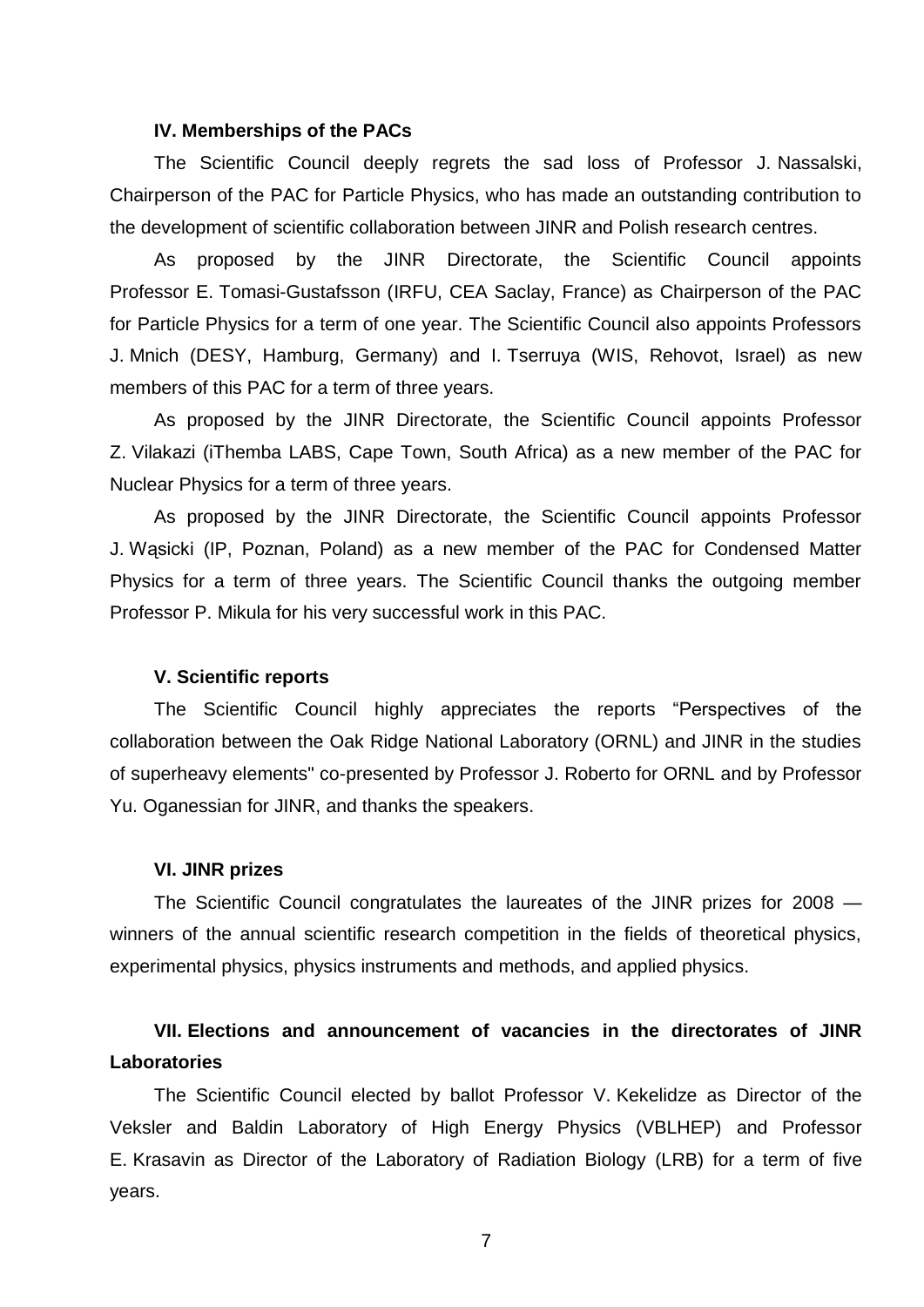**IV. Memberships of the PACs**

The Scientific Council deeply regrets the sad loss of Professor J. Nassalski, Chairperson of the PAC for Particle Physics, who has made an outstanding contribution to the development of scientific collaboration between JINR and Polish research centres.

As proposed by the JINR Directorate, the Scientific Council appoints Professor E. Tomasi-Gustafsson (IRFU, CEA Saclay, France) as Chairperson of the PAC for Particle Physics for a term of one year. The Scientific Council also appoints Professors J. Mnich (DESY, Hamburg, Germany) and I. Tserruya (WIS, Rehovot, Israel) as new members of this PAC for a term of three years.

As proposed by the JINR Directorate, the Scientific Council appoints Professor Z. Vilakazi (iThemba LABS, Cape Town, South Africa) as a new member of the PAC for Nuclear Physics for a term of three years.

As proposed by the JINR Directorate, the Scientific Council appoints Professor J. Wąsicki (IP, Poznan, Poland) as a new member of the PAC for Condensed Matter Physics for a term of three years. The Scientific Council thanks the outgoing member Professor P. Mikula for his very successful work in this PAC.

**V. Scientific reports**

The Scientific Council highly appreciates the reports "Perspectives of the collaboration between the Oak Ridge National Laboratory (ORNL) and JINR in the studies of superheavy elements" co-presented by Professor J. Roberto for ORNL and by Professor Yu. Oganessian for JINR, and thanks the speakers.

**VI. JINR prizes**

The Scientific Council congratulates the laureates of the JINR prizes for 2008 — winners of the annual scientific research competition in the fields of theoretical physics, experimental physics, physics instruments and methods, and applied physics.

**VII. Elections and announcement of vacancies in the directorates of JINR Laboratories**

The Scientific Council elected by ballot Professor V. Kekelidze as Director of the Veksler and Baldin Laboratory of High Energy Physics (VBLHEP) and Professor E. Krasavin as Director of the Laboratory of Radiation Biology (LRB) for a term of five years.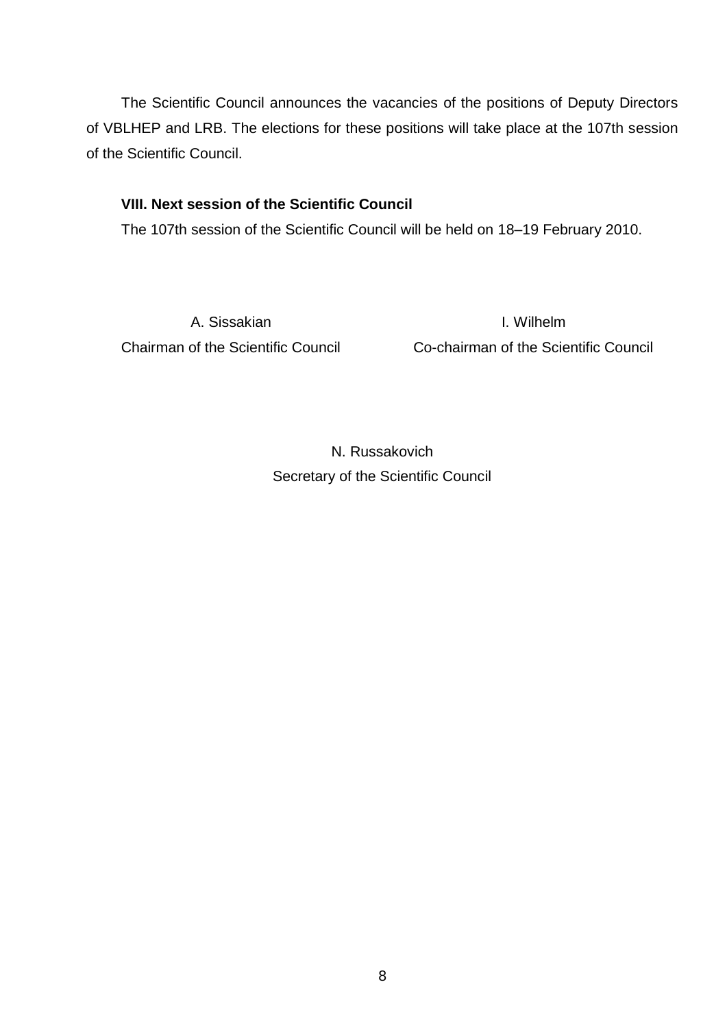The Scientific Council announces the vacancies of the positions of Deputy Directors of VBLHEP and LRB. The elections for these positions will take place at the 107th session of the Scientific Council.

**VIII. Next session of the Scientific Council**

The 107th session of the Scientific Council will be held on 18–19 February 2010.

A. Sissakian
Chairman of the Scientific Council

I. Wilhelm
Co-chairman of the Scientific Council

N. Russakovich
Secretary of the Scientific Council